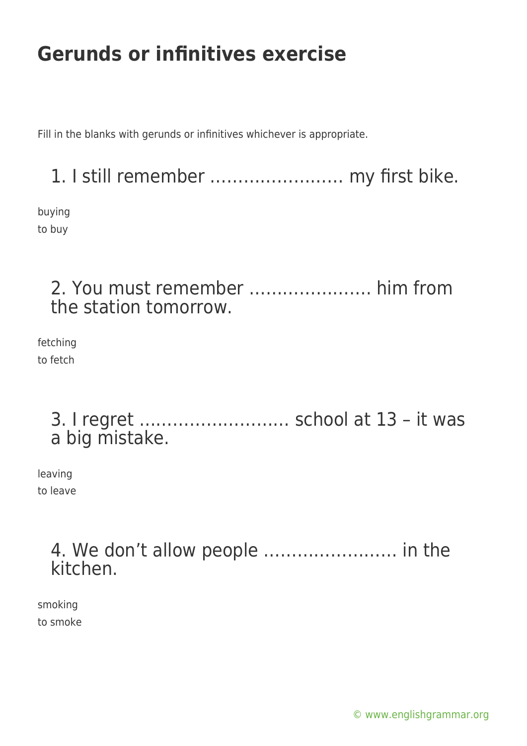# Gerunds or infinitives exercise

Fill in the blanks with gerunds or infinitives whichever is appropriate.

## 1. I still remember …………………… my first bike.

buying
to buy

## 2. You must remember …………………. him from the station tomorrow.

fetching
to fetch

## 3. I regret ……………………… school at 13 – it was a big mistake.

leaving
to leave

## 4. We don't allow people …………………… in the kitchen.

smoking
to smoke

© www.englishgrammar.org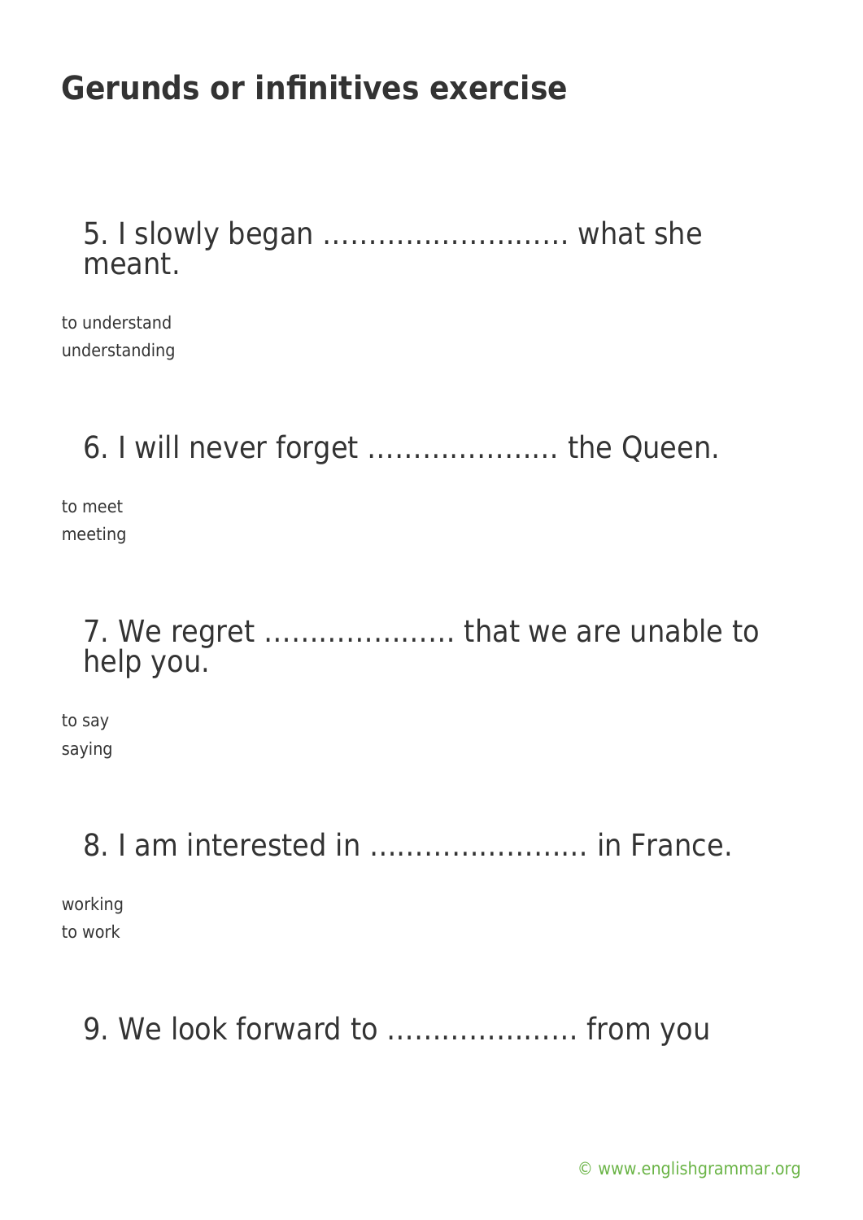# Gerunds or infinitives exercise

5. I slowly began ……………………… what she meant.

to understand
understanding

6. I will never forget ………………… the Queen.

to meet
meeting

7. We regret ………………… that we are unable to help you.

to say
saying

8. I am interested in …………………… in France.

working
to work

9. We look forward to ………………… from you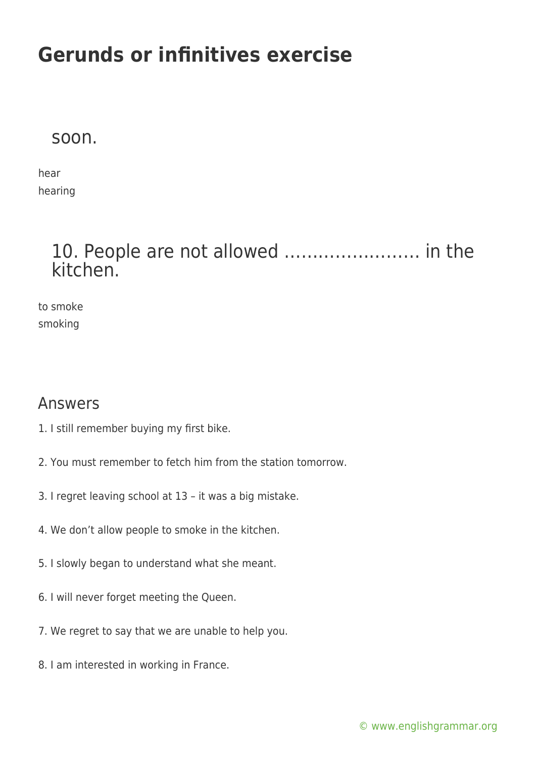# Gerunds or infinitives exercise

soon.

hear
hearing

### 10. People are not allowed …………………… in the kitchen.

to smoke
smoking

## Answers

1. I still remember buying my first bike.

2. You must remember to fetch him from the station tomorrow.

3. I regret leaving school at 13 – it was a big mistake.

4. We don't allow people to smoke in the kitchen.

5. I slowly began to understand what she meant.

6. I will never forget meeting the Queen.

7. We regret to say that we are unable to help you.

8. I am interested in working in France.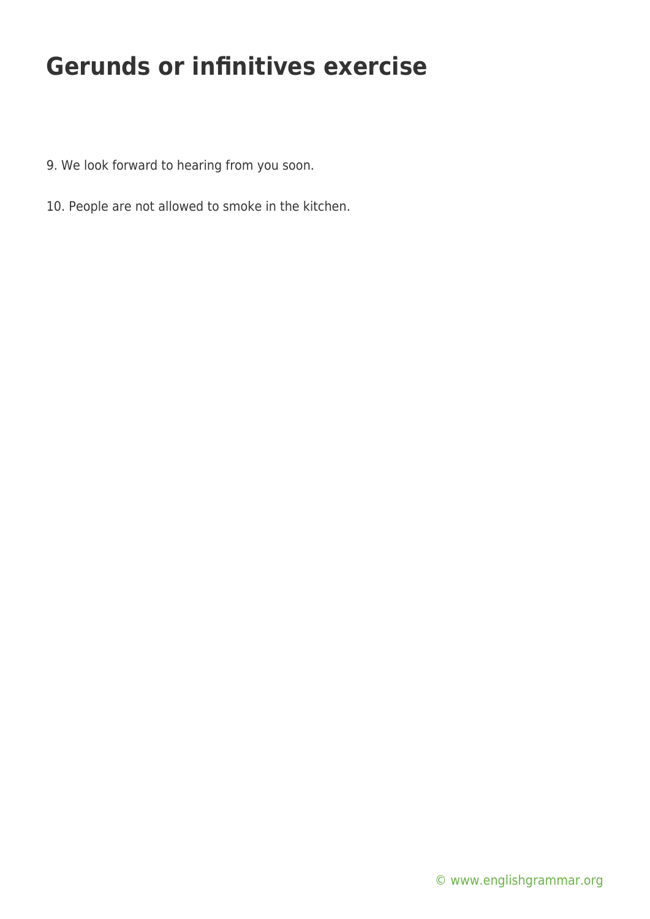# Gerunds or infinitives exercise

9. We look forward to hearing from you soon.

10. People are not allowed to smoke in the kitchen.